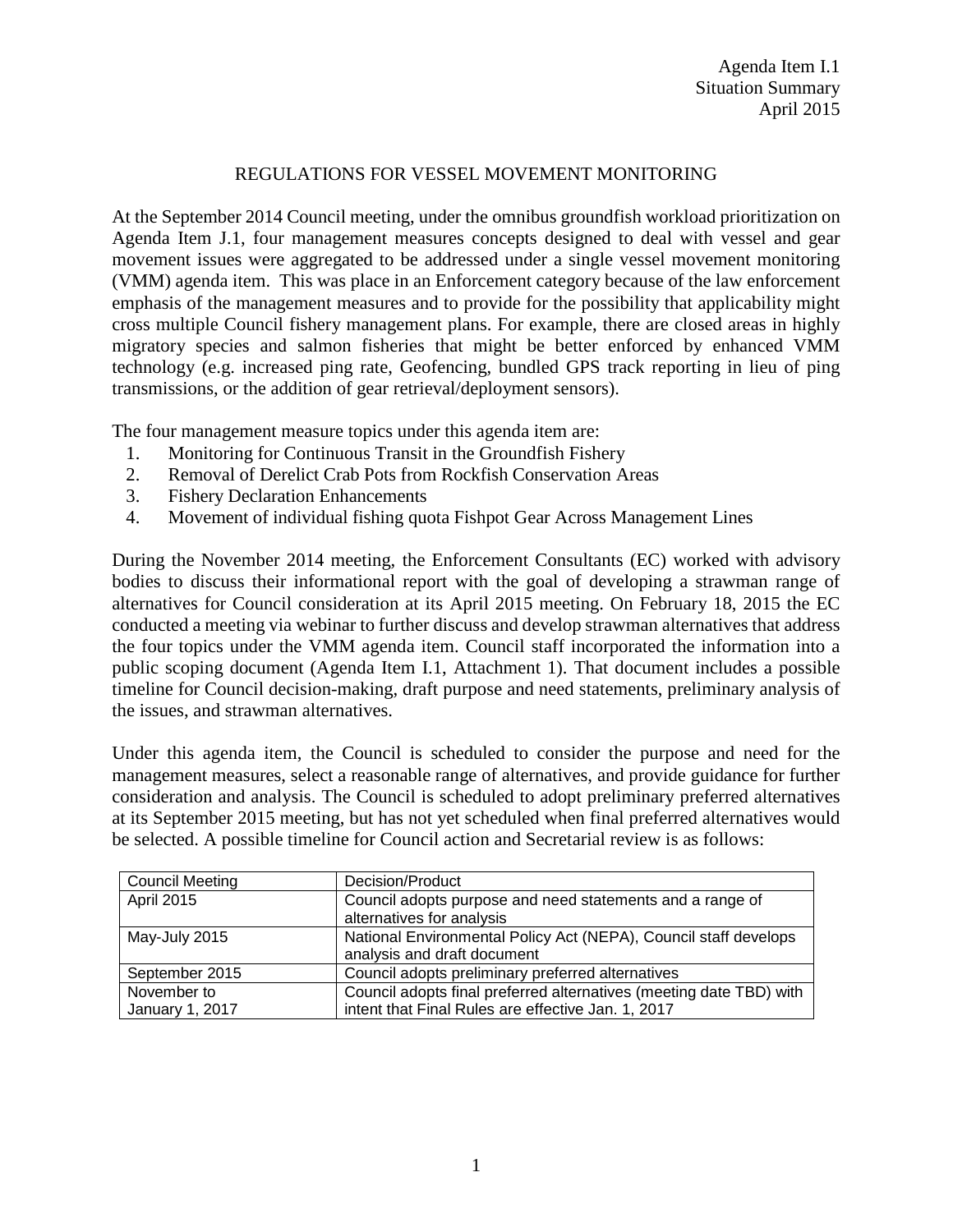Agenda Item I.1
Situation Summary
April 2015

# REGULATIONS FOR VESSEL MOVEMENT MONITORING

At the September 2014 Council meeting, under the omnibus groundfish workload prioritization on Agenda Item J.1, four management measures concepts designed to deal with vessel and gear movement issues were aggregated to be addressed under a single vessel movement monitoring (VMM) agenda item. This was place in an Enforcement category because of the law enforcement emphasis of the management measures and to provide for the possibility that applicability might cross multiple Council fishery management plans. For example, there are closed areas in highly migratory species and salmon fisheries that might be better enforced by enhanced VMM technology (e.g. increased ping rate, Geofencing, bundled GPS track reporting in lieu of ping transmissions, or the addition of gear retrieval/deployment sensors).

The four management measure topics under this agenda item are:

1. Monitoring for Continuous Transit in the Groundfish Fishery
2. Removal of Derelict Crab Pots from Rockfish Conservation Areas
3. Fishery Declaration Enhancements
4. Movement of individual fishing quota Fishpot Gear Across Management Lines

During the November 2014 meeting, the Enforcement Consultants (EC) worked with advisory bodies to discuss their informational report with the goal of developing a strawman range of alternatives for Council consideration at its April 2015 meeting. On February 18, 2015 the EC conducted a meeting via webinar to further discuss and develop strawman alternatives that address the four topics under the VMM agenda item. Council staff incorporated the information into a public scoping document (Agenda Item I.1, Attachment 1). That document includes a possible timeline for Council decision-making, draft purpose and need statements, preliminary analysis of the issues, and strawman alternatives.

Under this agenda item, the Council is scheduled to consider the purpose and need for the management measures, select a reasonable range of alternatives, and provide guidance for further consideration and analysis. The Council is scheduled to adopt preliminary preferred alternatives at its September 2015 meeting, but has not yet scheduled when final preferred alternatives would be selected. A possible timeline for Council action and Secretarial review is as follows:

| Council Meeting | Decision/Product |
|---|---|
| April 2015 | Council adopts purpose and need statements and a range of alternatives for analysis |
| May-July 2015 | National Environmental Policy Act (NEPA), Council staff develops analysis and draft document |
| September 2015 | Council adopts preliminary preferred alternatives |
| November to January 1, 2017 | Council adopts final preferred alternatives (meeting date TBD) with intent that Final Rules are effective Jan. 1, 2017 |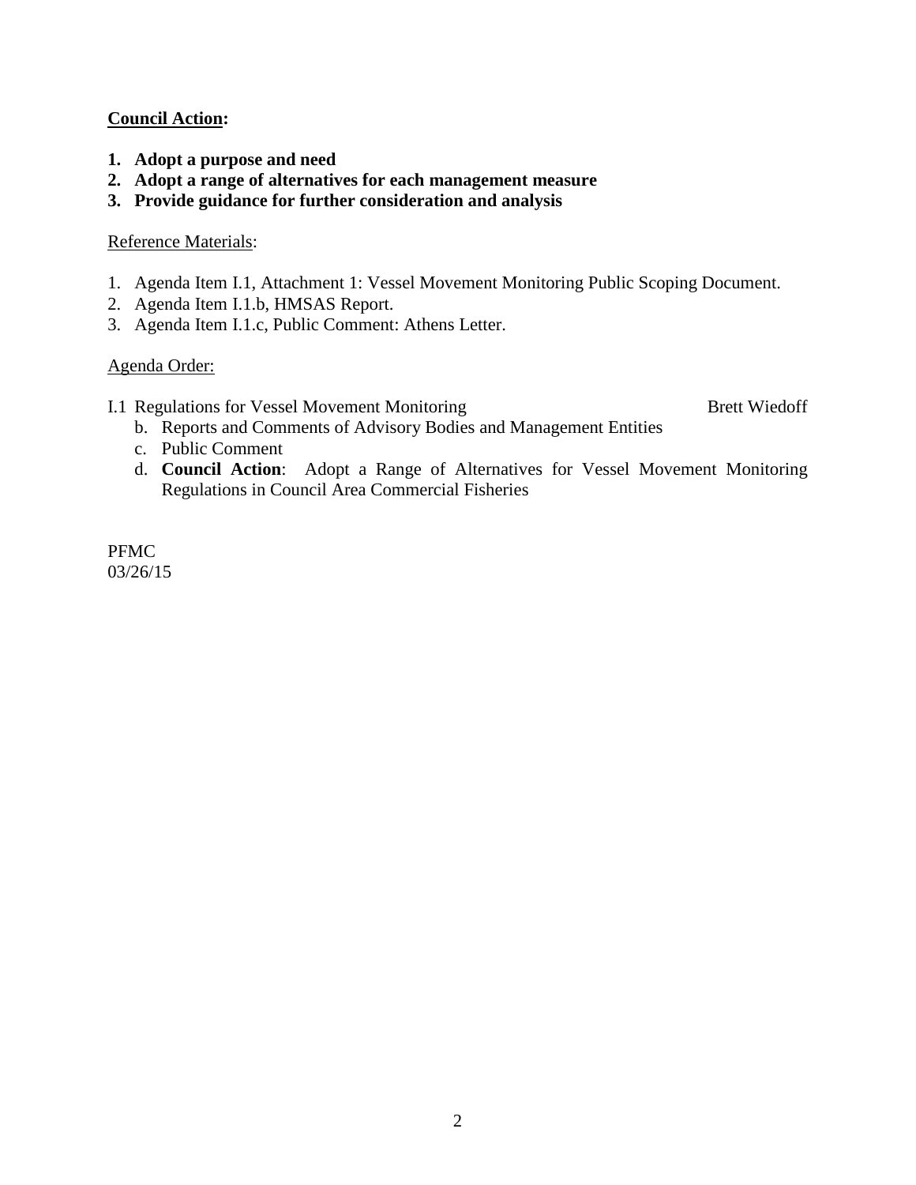**<u>Council Action</u>:**

1. **Adopt a purpose and need**
2. **Adopt a range of alternatives for each management measure**
3. **Provide guidance for further consideration and analysis**

<u>Reference Materials</u>:

1. Agenda Item I.1, Attachment 1: Vessel Movement Monitoring Public Scoping Document.
2. Agenda Item I.1.b, HMSAS Report.
3. Agenda Item I.1.c, Public Comment: Athens Letter.

<u>Agenda Order:</u>

I.1 Regulations for Vessel Movement Monitoring — Brett Wiedoff

b. Reports and Comments of Advisory Bodies and Management Entities
c. Public Comment
d. **Council Action**: Adopt a Range of Alternatives for Vessel Movement Monitoring Regulations in Council Area Commercial Fisheries

PFMC
03/26/15